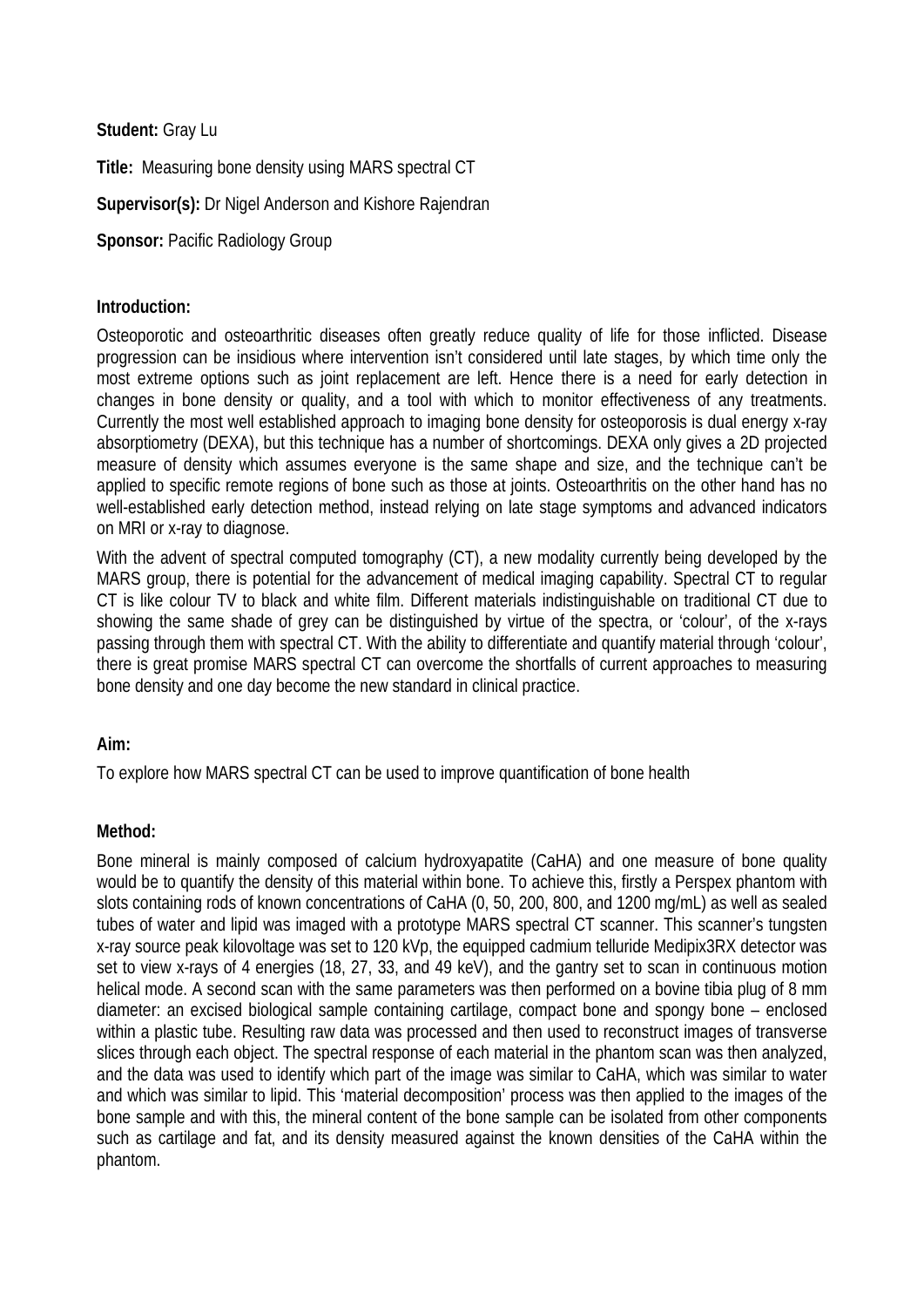**Student:** Gray Lu

**Title:** Measuring bone density using MARS spectral CT

**Supervisor(s):** Dr Nigel Anderson and Kishore Rajendran

**Sponsor:** Pacific Radiology Group

## Introduction:

Osteoporotic and osteoarthritic diseases often greatly reduce quality of life for those inflicted. Disease progression can be insidious where intervention isn't considered until late stages, by which time only the most extreme options such as joint replacement are left. Hence there is a need for early detection in changes in bone density or quality, and a tool with which to monitor effectiveness of any treatments. Currently the most well established approach to imaging bone density for osteoporosis is dual energy x-ray absorptiometry (DEXA), but this technique has a number of shortcomings. DEXA only gives a 2D projected measure of density which assumes everyone is the same shape and size, and the technique can't be applied to specific remote regions of bone such as those at joints. Osteoarthritis on the other hand has no well-established early detection method, instead relying on late stage symptoms and advanced indicators on MRI or x-ray to diagnose.

With the advent of spectral computed tomography (CT), a new modality currently being developed by the MARS group, there is potential for the advancement of medical imaging capability. Spectral CT to regular CT is like colour TV to black and white film. Different materials indistinguishable on traditional CT due to showing the same shade of grey can be distinguished by virtue of the spectra, or 'colour', of the x-rays passing through them with spectral CT. With the ability to differentiate and quantify material through 'colour', there is great promise MARS spectral CT can overcome the shortfalls of current approaches to measuring bone density and one day become the new standard in clinical practice.

## Aim:

To explore how MARS spectral CT can be used to improve quantification of bone health

## Method:

Bone mineral is mainly composed of calcium hydroxyapatite (CaHA) and one measure of bone quality would be to quantify the density of this material within bone. To achieve this, firstly a Perspex phantom with slots containing rods of known concentrations of CaHA (0, 50, 200, 800, and 1200 mg/mL) as well as sealed tubes of water and lipid was imaged with a prototype MARS spectral CT scanner. This scanner's tungsten x-ray source peak kilovoltage was set to 120 kVp, the equipped cadmium telluride Medipix3RX detector was set to view x-rays of 4 energies (18, 27, 33, and 49 keV), and the gantry set to scan in continuous motion helical mode. A second scan with the same parameters was then performed on a bovine tibia plug of 8 mm diameter: an excised biological sample containing cartilage, compact bone and spongy bone – enclosed within a plastic tube. Resulting raw data was processed and then used to reconstruct images of transverse slices through each object. The spectral response of each material in the phantom scan was then analyzed, and the data was used to identify which part of the image was similar to CaHA, which was similar to water and which was similar to lipid. This 'material decomposition' process was then applied to the images of the bone sample and with this, the mineral content of the bone sample can be isolated from other components such as cartilage and fat, and its density measured against the known densities of the CaHA within the phantom.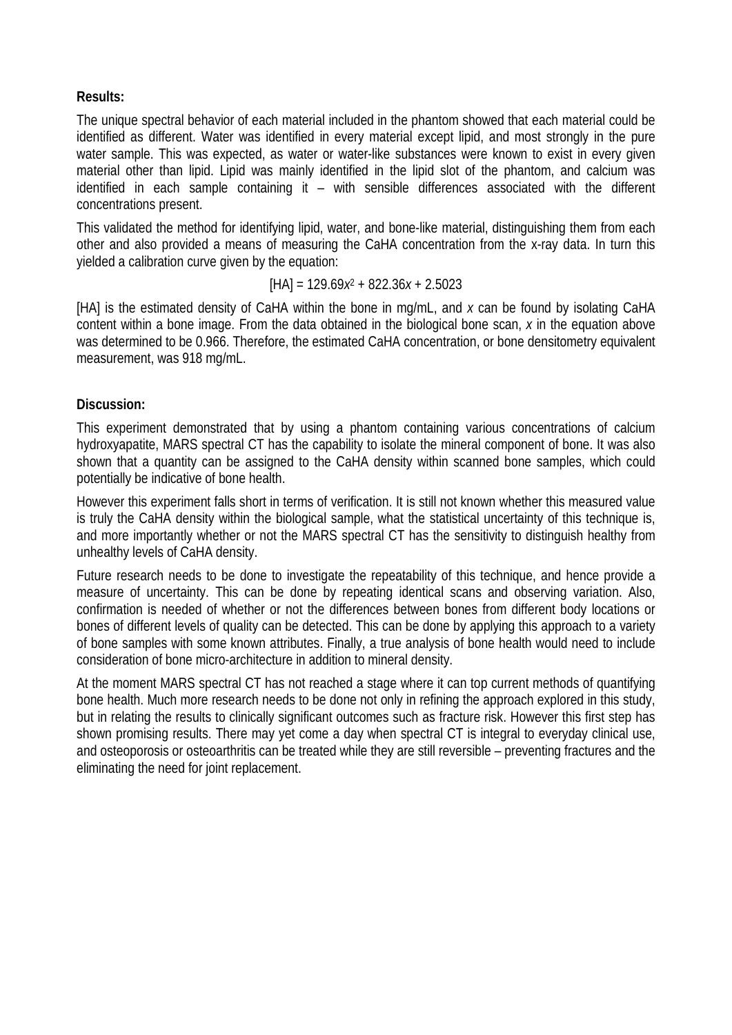**Results:**

The unique spectral behavior of each material included in the phantom showed that each material could be identified as different. Water was identified in every material except lipid, and most strongly in the pure water sample. This was expected, as water or water-like substances were known to exist in every given material other than lipid. Lipid was mainly identified in the lipid slot of the phantom, and calcium was identified in each sample containing it – with sensible differences associated with the different concentrations present.

This validated the method for identifying lipid, water, and bone-like material, distinguishing them from each other and also provided a means of measuring the CaHA concentration from the x-ray data. In turn this yielded a calibration curve given by the equation:

$$[HA] = 129.69x^2 + 822.36x + 2.5023$$

[HA] is the estimated density of CaHA within the bone in mg/mL, and $x$ can be found by isolating CaHA content within a bone image. From the data obtained in the biological bone scan, $x$ in the equation above was determined to be 0.966. Therefore, the estimated CaHA concentration, or bone densitometry equivalent measurement, was 918 mg/mL.

**Discussion:**

This experiment demonstrated that by using a phantom containing various concentrations of calcium hydroxyapatite, MARS spectral CT has the capability to isolate the mineral component of bone. It was also shown that a quantity can be assigned to the CaHA density within scanned bone samples, which could potentially be indicative of bone health.

However this experiment falls short in terms of verification. It is still not known whether this measured value is truly the CaHA density within the biological sample, what the statistical uncertainty of this technique is, and more importantly whether or not the MARS spectral CT has the sensitivity to distinguish healthy from unhealthy levels of CaHA density.

Future research needs to be done to investigate the repeatability of this technique, and hence provide a measure of uncertainty. This can be done by repeating identical scans and observing variation. Also, confirmation is needed of whether or not the differences between bones from different body locations or bones of different levels of quality can be detected. This can be done by applying this approach to a variety of bone samples with some known attributes. Finally, a true analysis of bone health would need to include consideration of bone micro-architecture in addition to mineral density.

At the moment MARS spectral CT has not reached a stage where it can top current methods of quantifying bone health. Much more research needs to be done not only in refining the approach explored in this study, but in relating the results to clinically significant outcomes such as fracture risk. However this first step has shown promising results. There may yet come a day when spectral CT is integral to everyday clinical use, and osteoporosis or osteoarthritis can be treated while they are still reversible – preventing fractures and the eliminating the need for joint replacement.